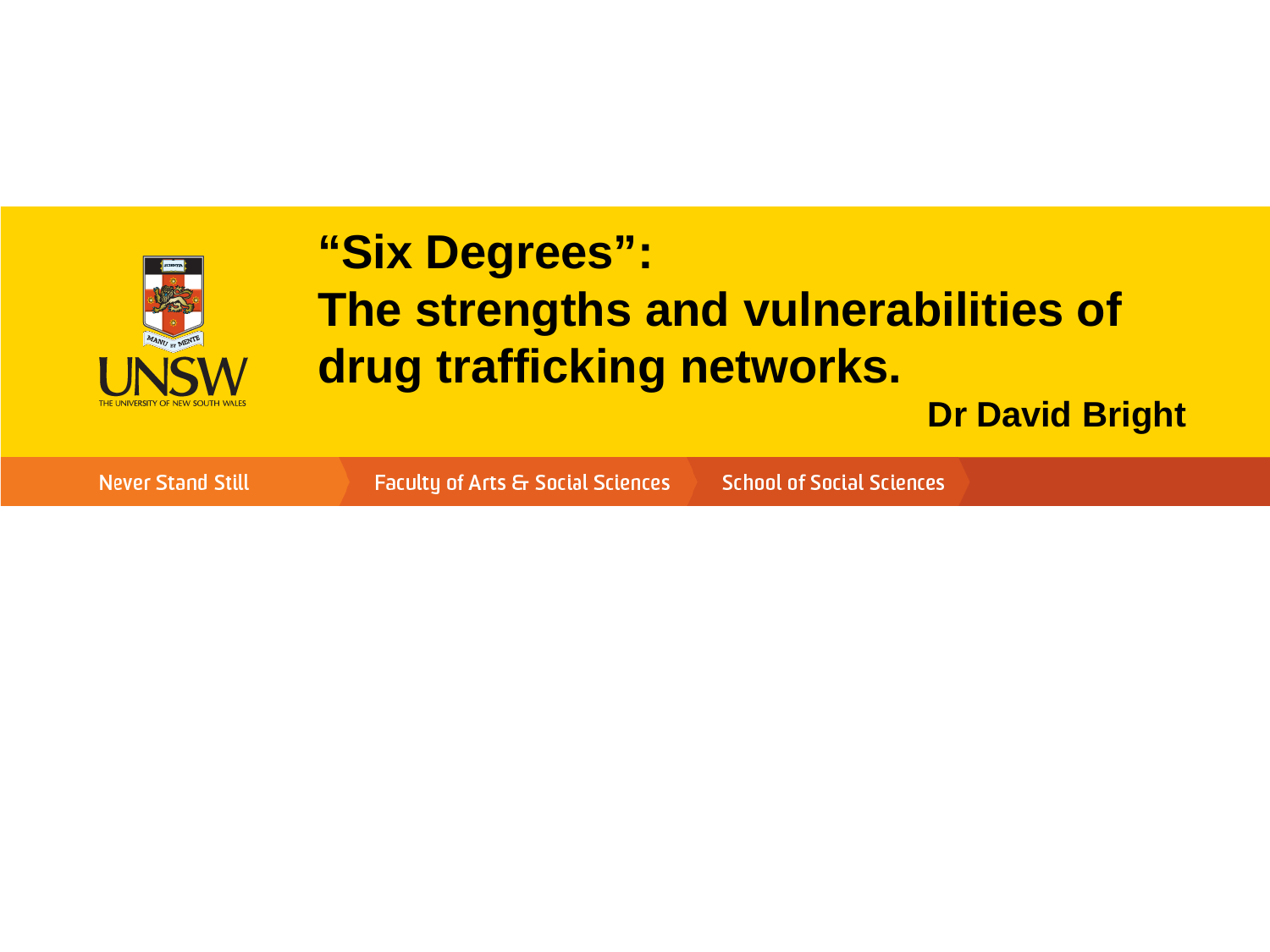# "Six Degrees": The strengths and vulnerabilities of drug trafficking networks.

**Dr David Bright**

UNSW THE UNIVERSITY OF NEW SOUTH WALES

Never Stand Still | Faculty of Arts & Social Sciences | School of Social Sciences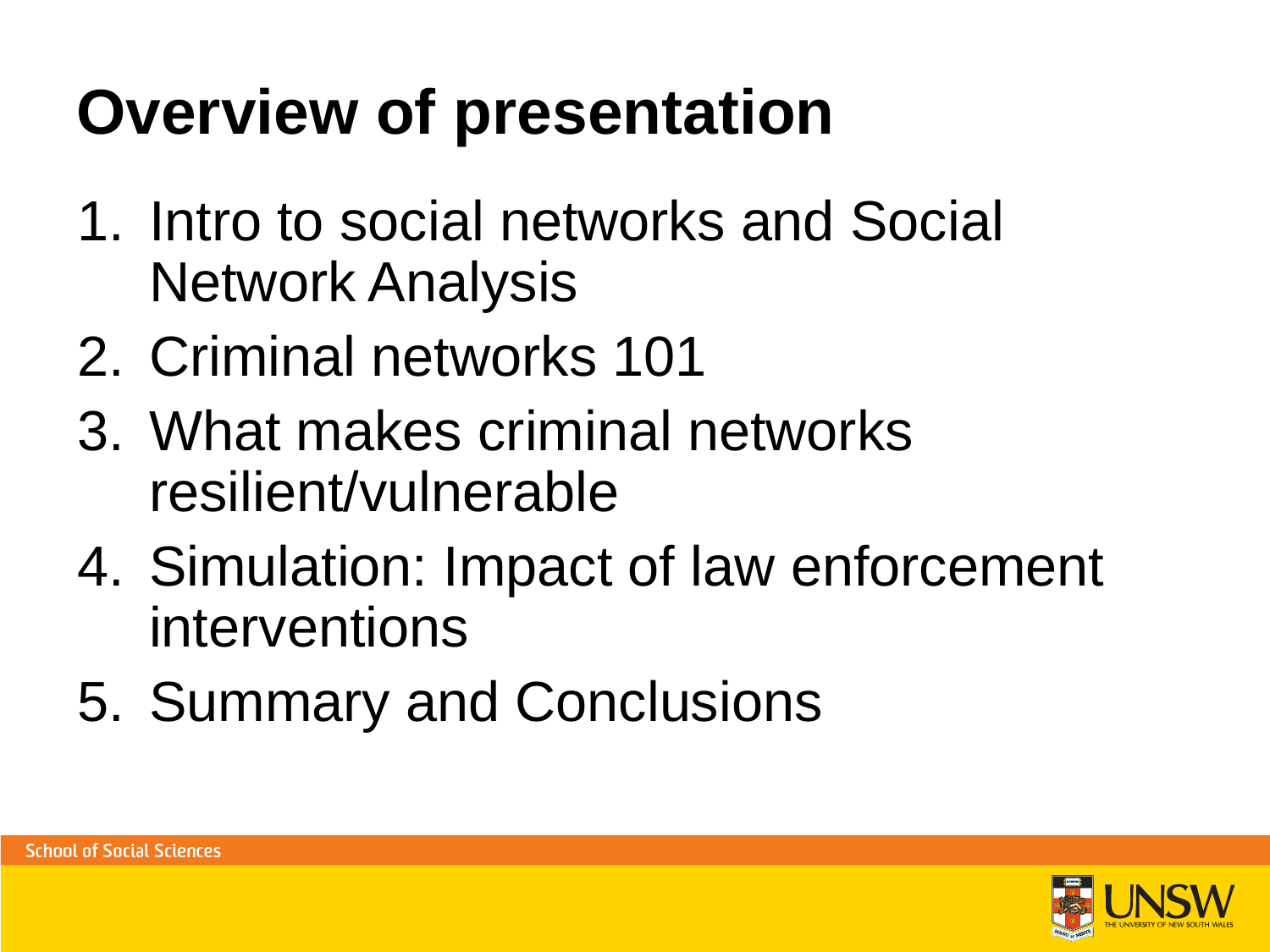# Overview of presentation

1. Intro to social networks and Social Network Analysis
2. Criminal networks 101
3. What makes criminal networks resilient/vulnerable
4. Simulation: Impact of law enforcement interventions
5. Summary and Conclusions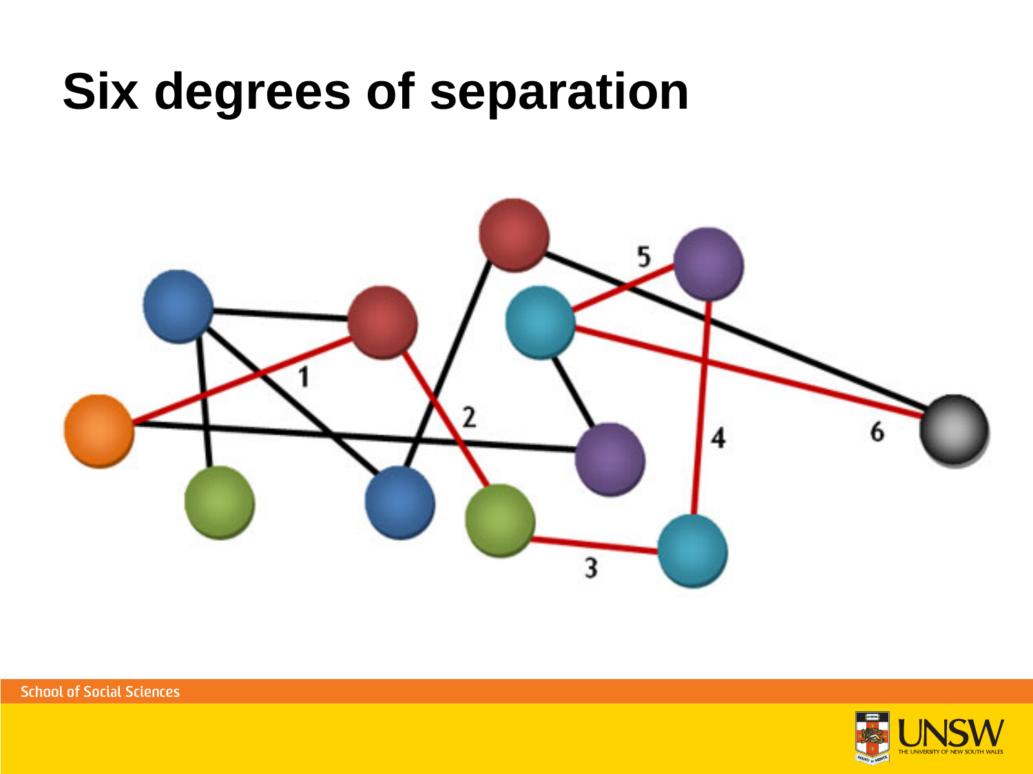# Six degrees of separation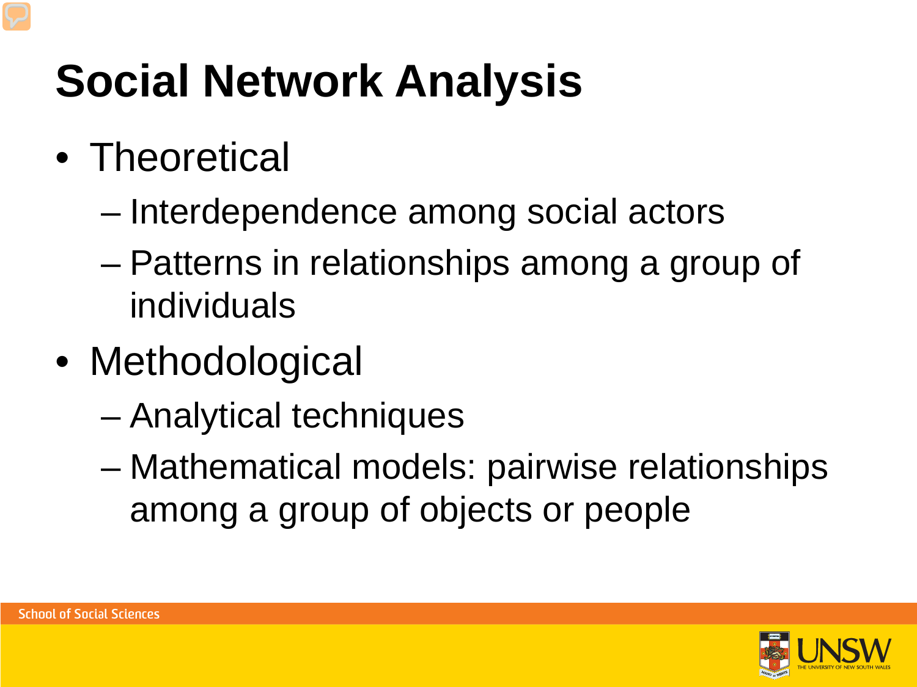# Social Network Analysis

- Theoretical
  - Interdependence among social actors
  - Patterns in relationships among a group of individuals
- Methodological
  - Analytical techniques
  - Mathematical models: pairwise relationships among a group of objects or people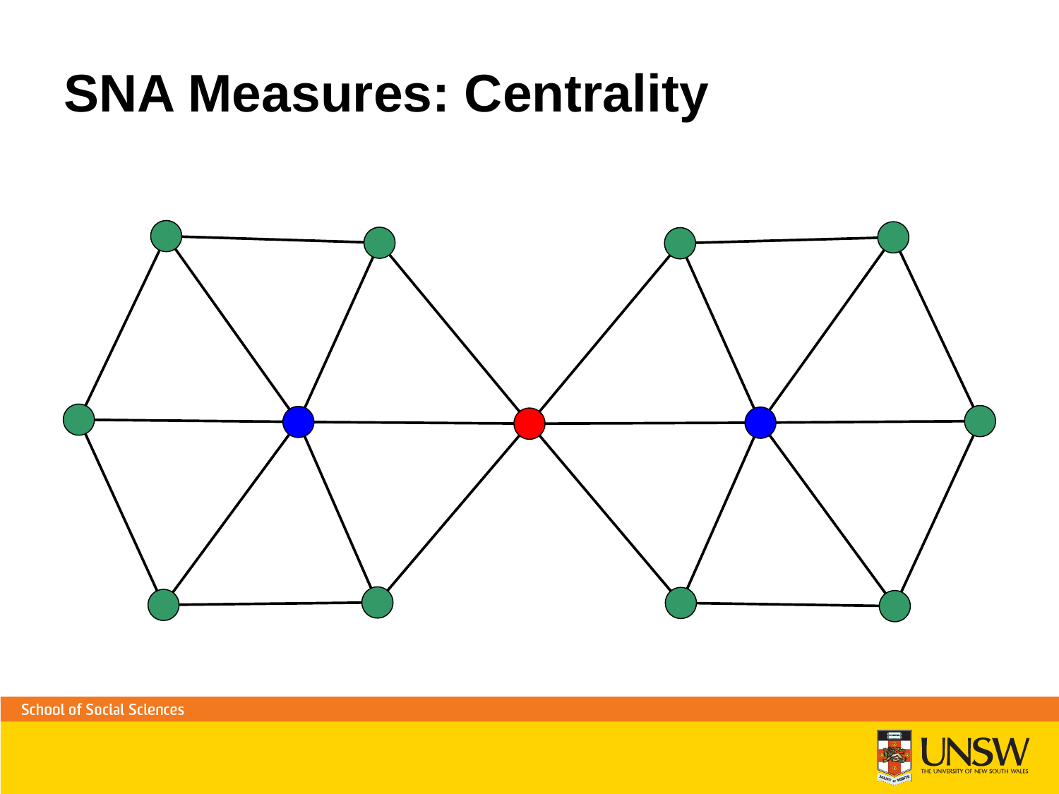# SNA Measures: Centrality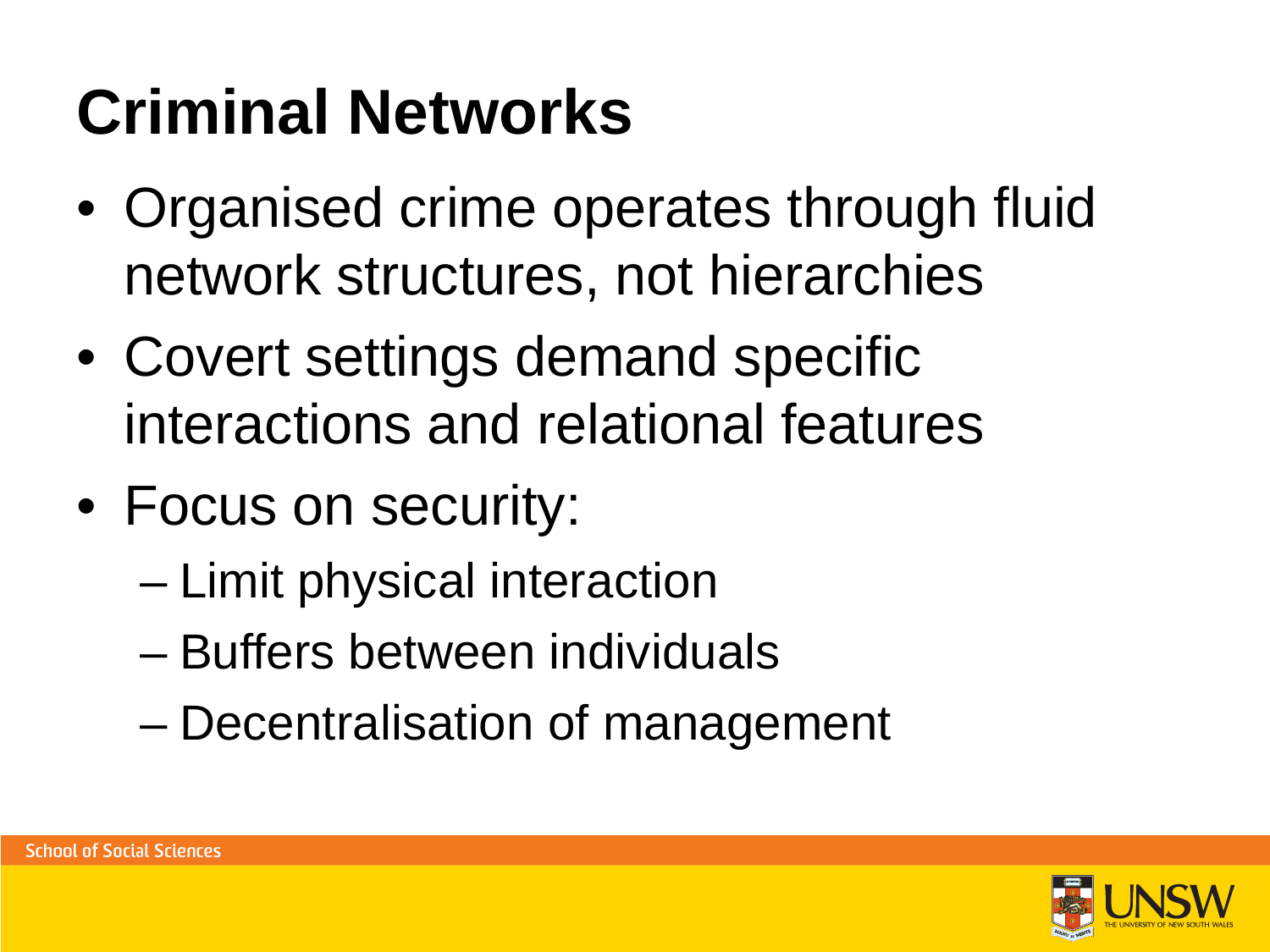# Criminal Networks

- Organised crime operates through fluid network structures, not hierarchies
- Covert settings demand specific interactions and relational features
- Focus on security:
  - Limit physical interaction
  - Buffers between individuals
  - Decentralisation of management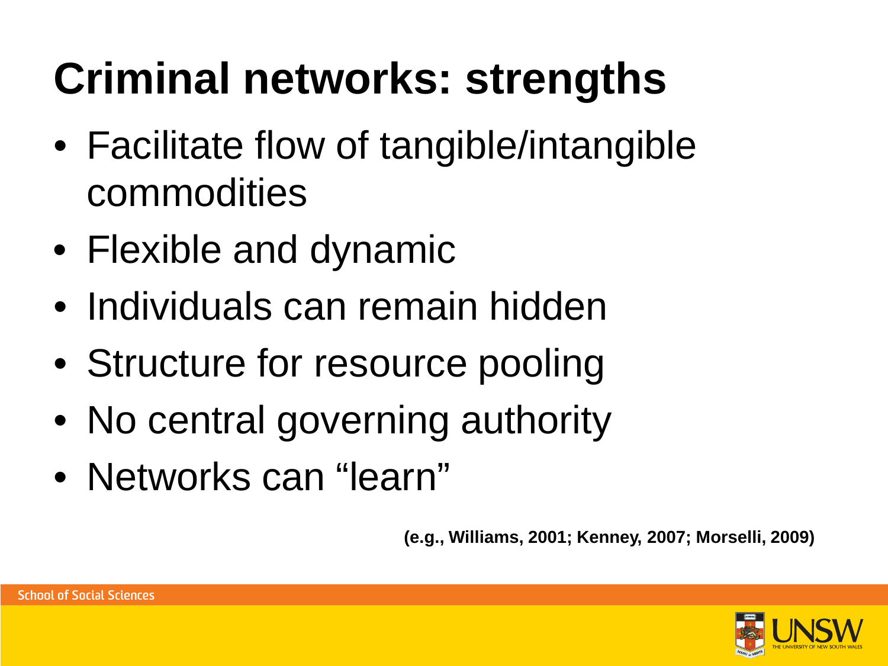# Criminal networks: strengths

- Facilitate flow of tangible/intangible commodities
- Flexible and dynamic
- Individuals can remain hidden
- Structure for resource pooling
- No central governing authority
- Networks can "learn"

**(e.g., Williams, 2001; Kenney, 2007; Morselli, 2009)**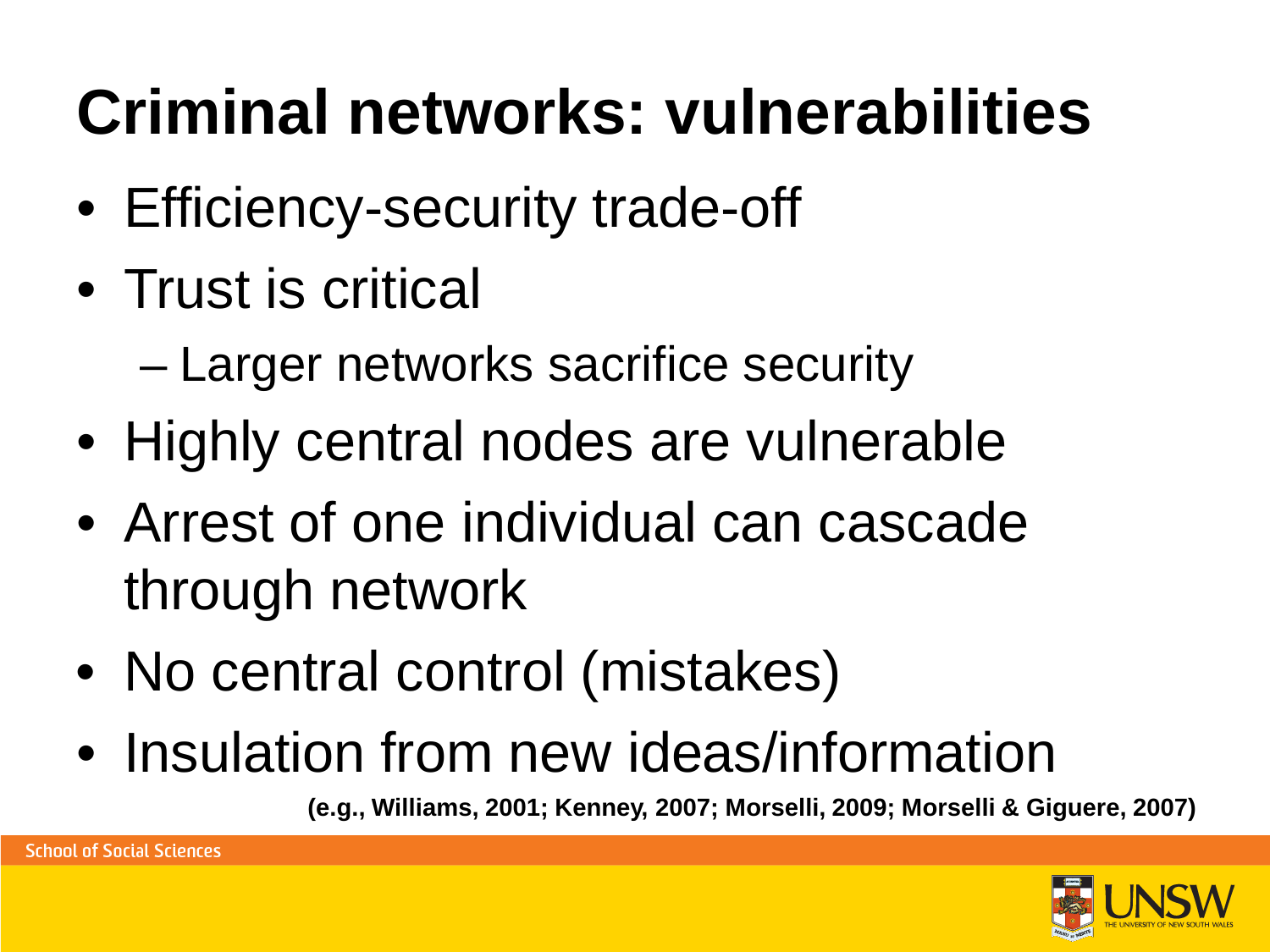# Criminal networks: vulnerabilities

- Efficiency-security trade-off
- Trust is critical
  - Larger networks sacrifice security
- Highly central nodes are vulnerable
- Arrest of one individual can cascade through network
- No central control (mistakes)
- Insulation from new ideas/information

**(e.g., Williams, 2001; Kenney, 2007; Morselli, 2009; Morselli & Giguere, 2007)**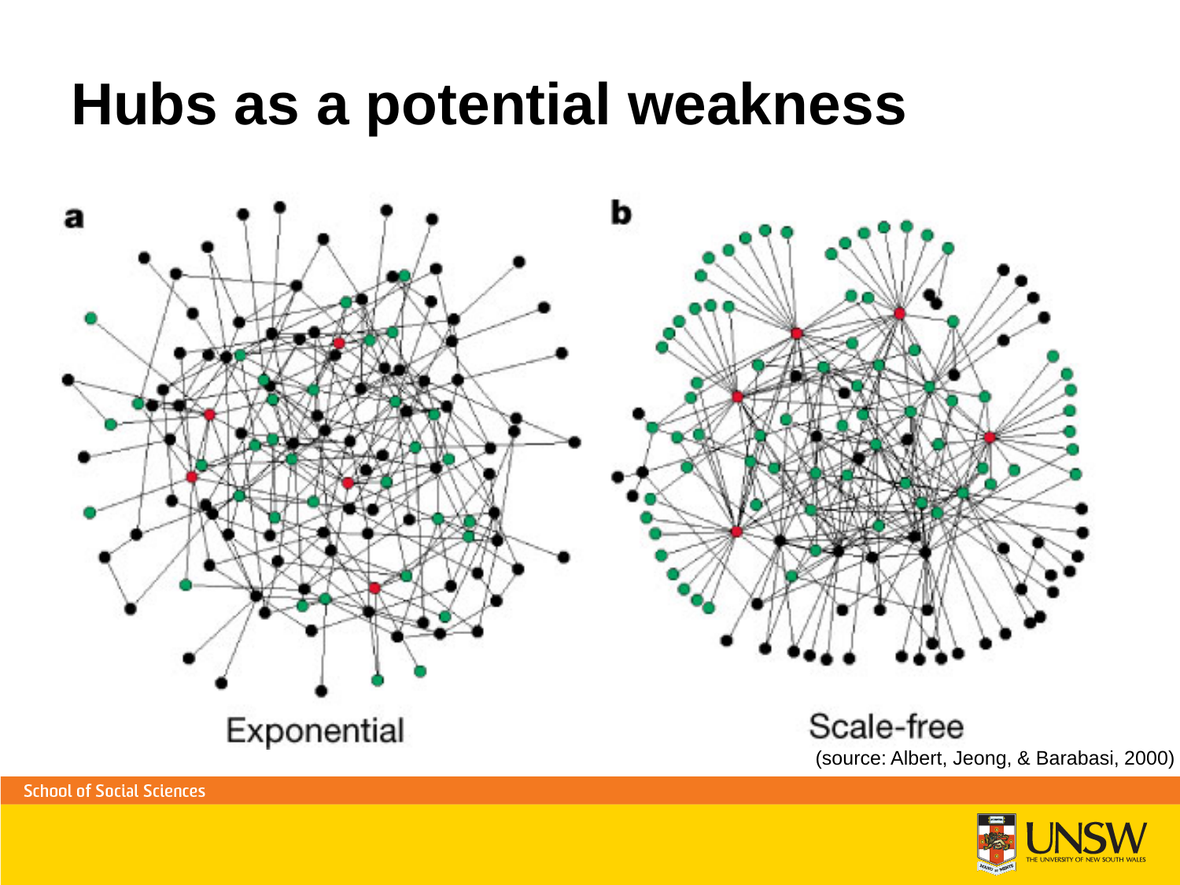# Hubs as a potential weakness

a

Exponential

b

Scale-free

(source: Albert, Jeong, & Barabasi, 2000)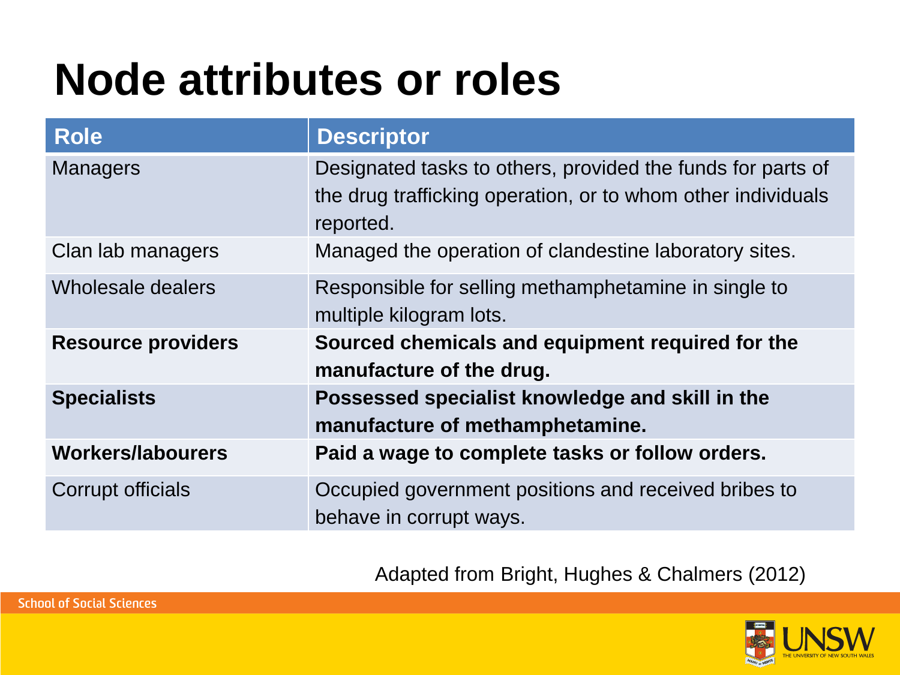# Node attributes or roles

| Role | Descriptor |
|---|---|
| Managers | Designated tasks to others, provided the funds for parts of the drug trafficking operation, or to whom other individuals reported. |
| Clan lab managers | Managed the operation of clandestine laboratory sites. |
| Wholesale dealers | Responsible for selling methamphetamine in single to multiple kilogram lots. |
| **Resource providers** | **Sourced chemicals and equipment required for the manufacture of the drug.** |
| **Specialists** | **Possessed specialist knowledge and skill in the manufacture of methamphetamine.** |
| **Workers/labourers** | **Paid a wage to complete tasks or follow orders.** |
| Corrupt officials | Occupied government positions and received bribes to behave in corrupt ways. |

Adapted from Bright, Hughes & Chalmers (2012)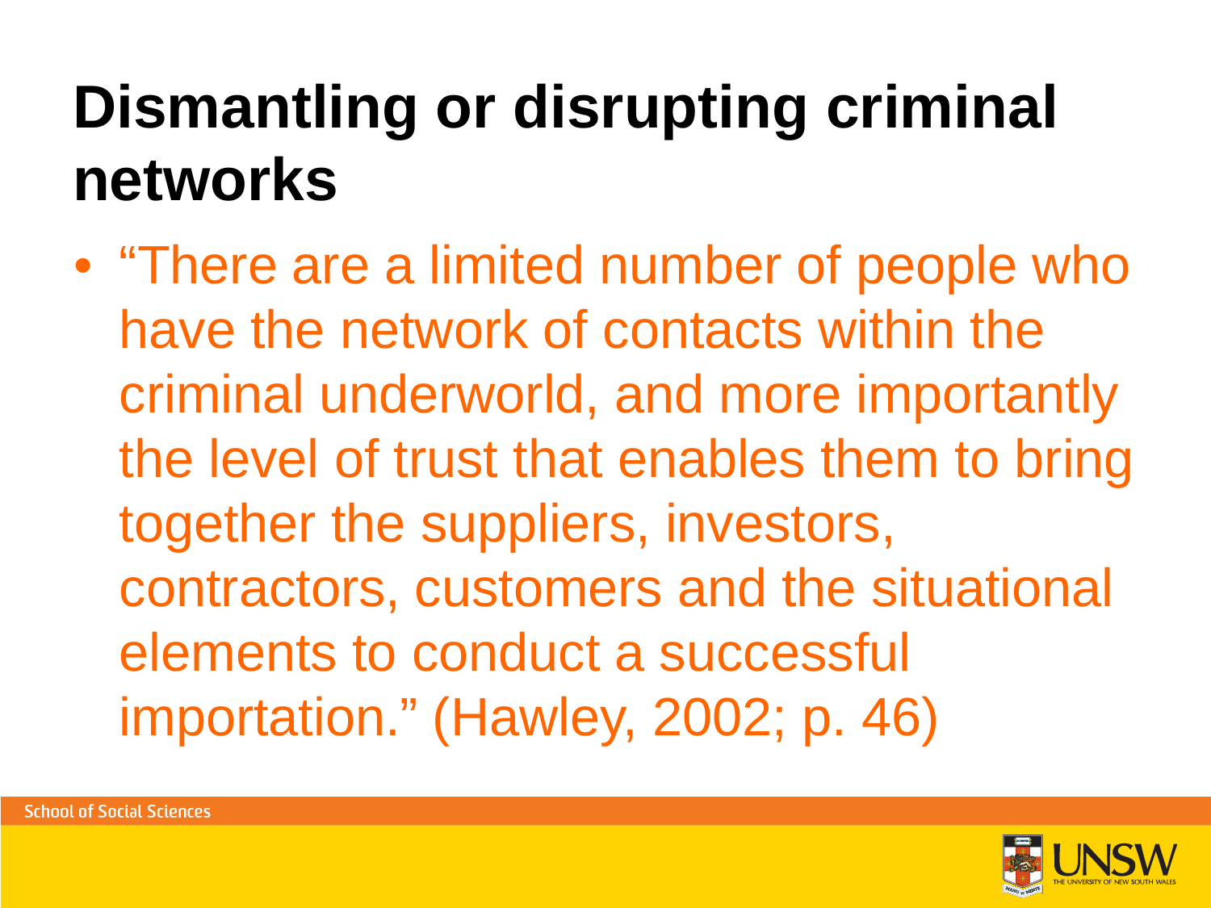# Dismantling or disrupting criminal networks

- "There are a limited number of people who have the network of contacts within the criminal underworld, and more importantly the level of trust that enables them to bring together the suppliers, investors, contractors, customers and the situational elements to conduct a successful importation." (Hawley, 2002; p. 46)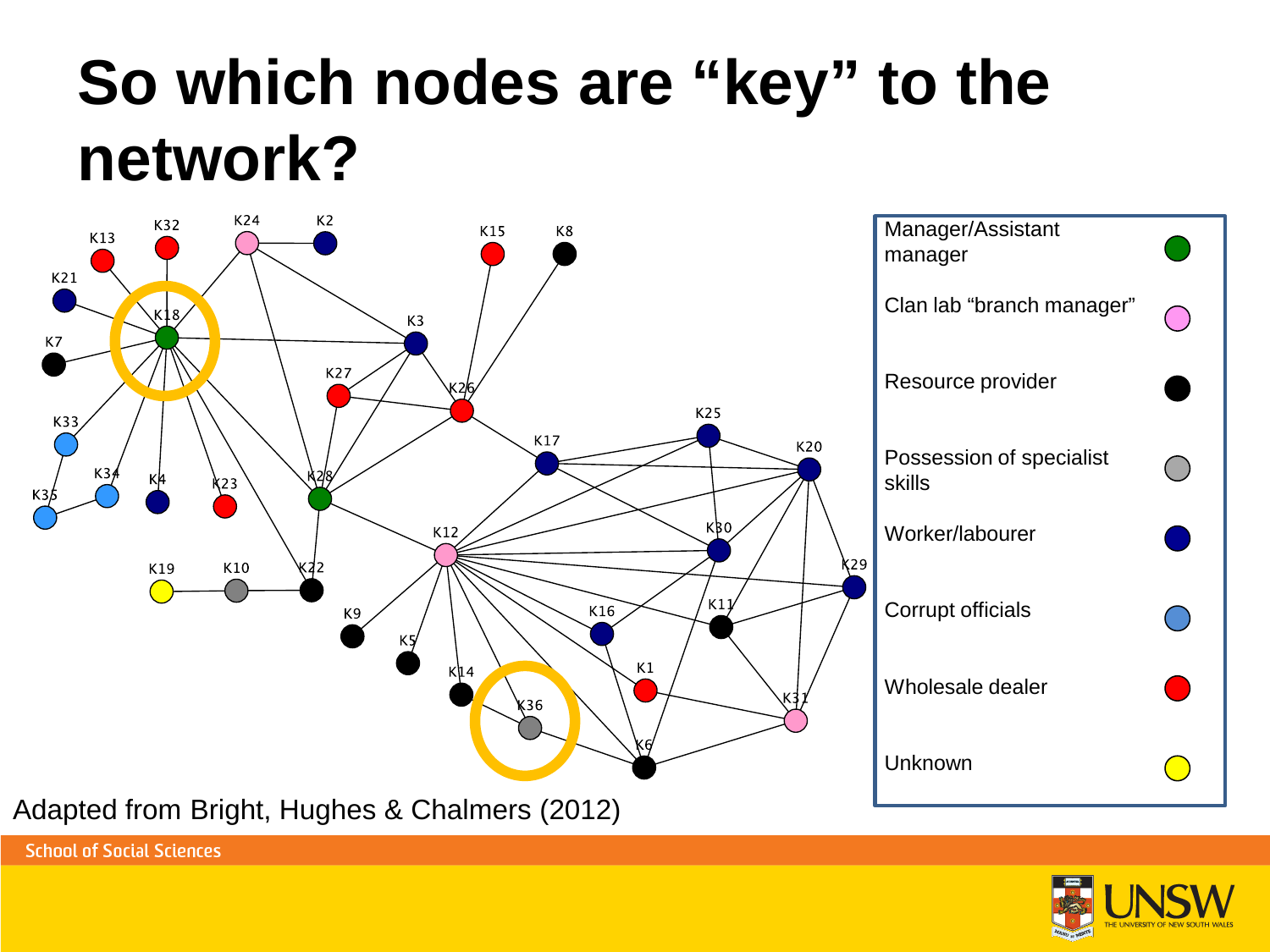# So which nodes are "key" to the network?

| Legend | |
|---|---|
| Manager/Assistant manager | Green |
| Clan lab "branch manager" | Pink |
| Resource provider | Black |
| Possession of specialist skills | Grey |
| Worker/labourer | Dark blue |
| Corrupt officials | Light blue |
| Wholesale dealer | Red |
| Unknown | Yellow |

Adapted from Bright, Hughes & Chalmers (2012)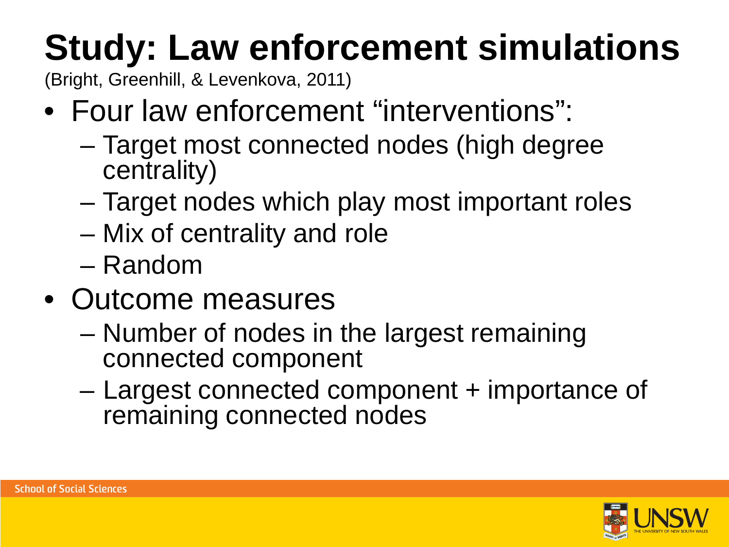# Study: Law enforcement simulations

(Bright, Greenhill, & Levenkova, 2011)

- Four law enforcement “interventions”:
  - Target most connected nodes (high degree centrality)
  - Target nodes which play most important roles
  - Mix of centrality and role
  - Random
- Outcome measures
  - Number of nodes in the largest remaining connected component
  - Largest connected component + importance of remaining connected nodes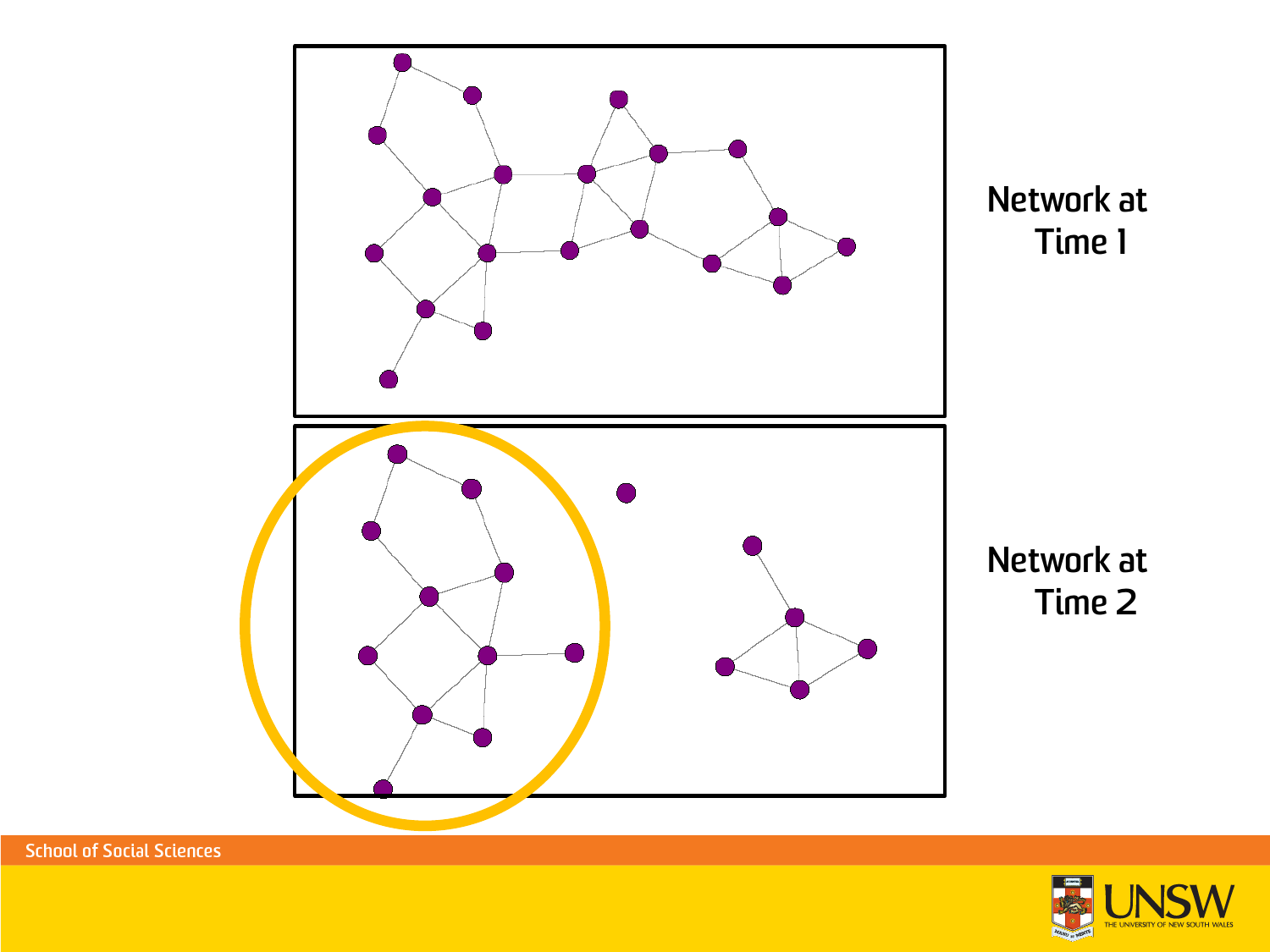Network at Time 1

Network at Time 2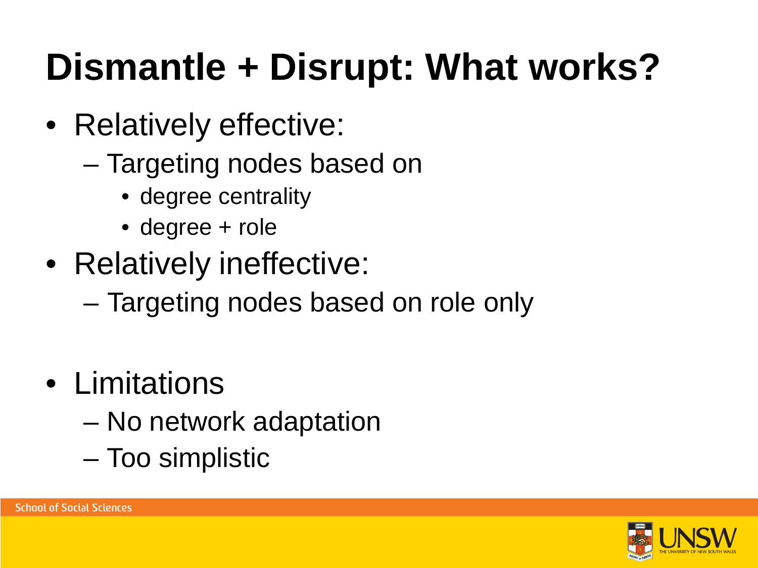# Dismantle + Disrupt: What works?

- Relatively effective:
  - Targeting nodes based on
    - degree centrality
    - degree + role
- Relatively ineffective:
  - Targeting nodes based on role only

- Limitations
  - No network adaptation
  - Too simplistic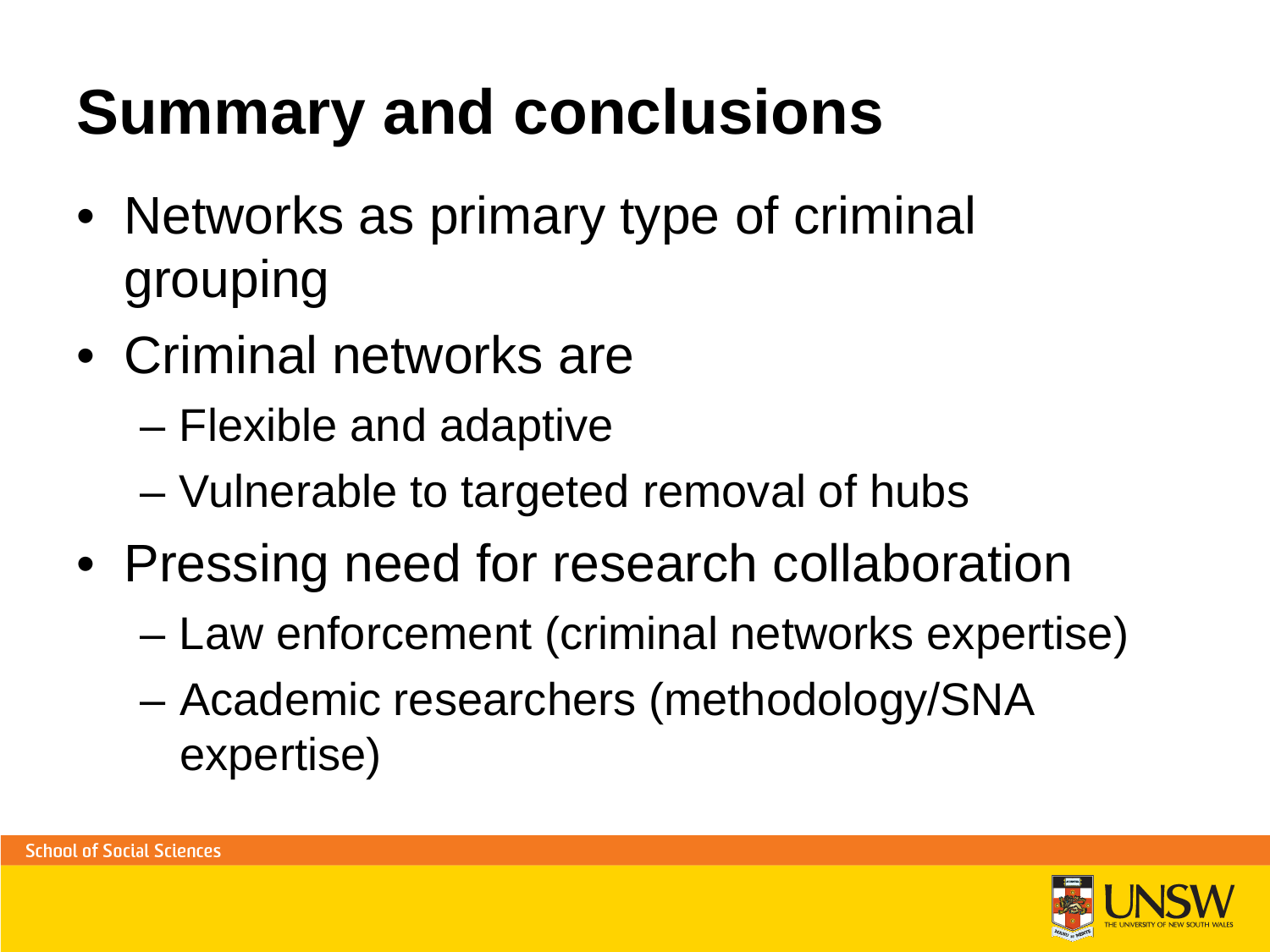# Summary and conclusions

- Networks as primary type of criminal grouping
- Criminal networks are
  - Flexible and adaptive
  - Vulnerable to targeted removal of hubs
- Pressing need for research collaboration
  - Law enforcement (criminal networks expertise)
  - Academic researchers (methodology/SNA expertise)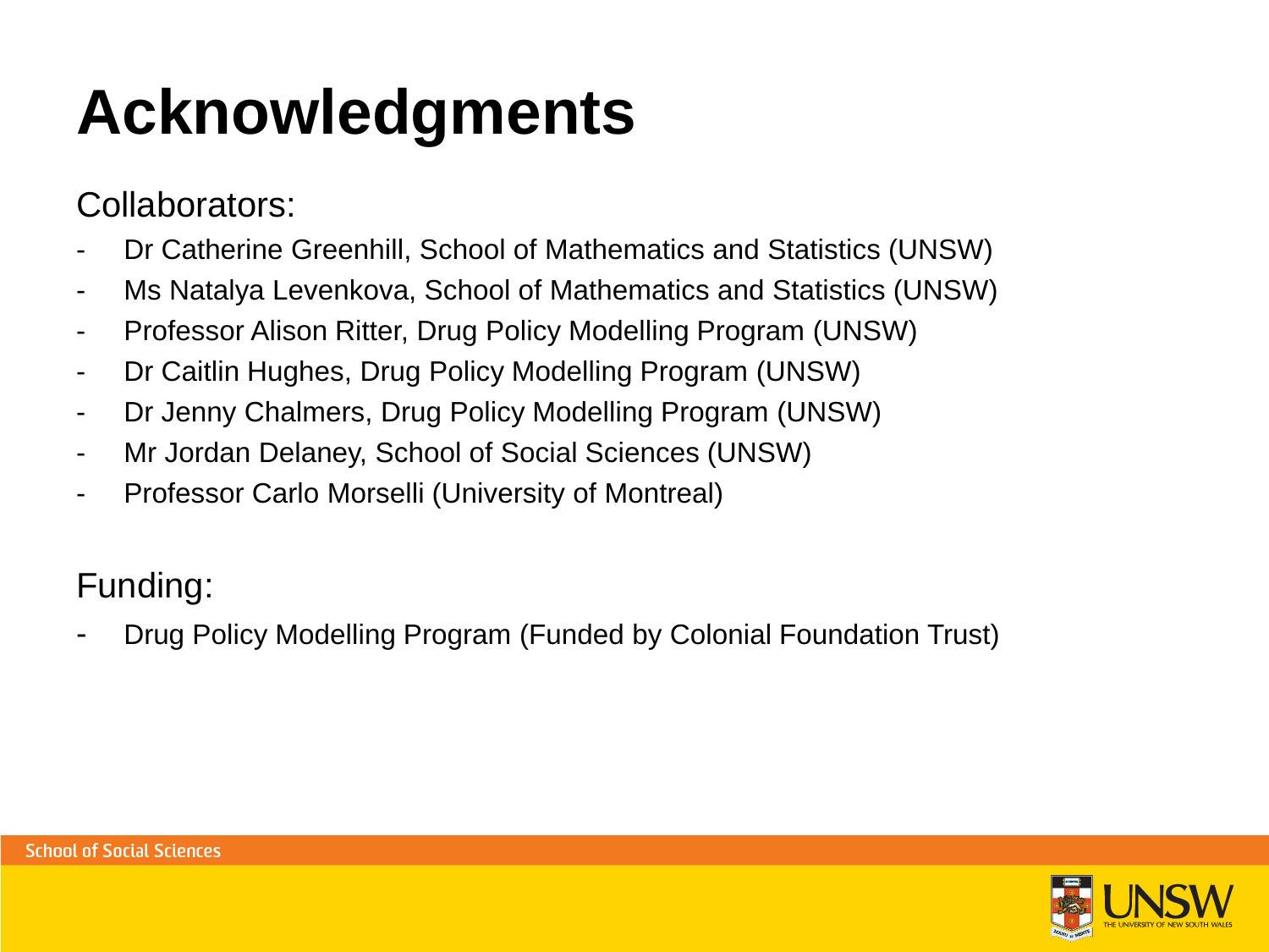# Acknowledgments

Collaborators:

- Dr Catherine Greenhill, School of Mathematics and Statistics (UNSW)
- Ms Natalya Levenkova, School of Mathematics and Statistics (UNSW)
- Professor Alison Ritter, Drug Policy Modelling Program (UNSW)
- Dr Caitlin Hughes, Drug Policy Modelling Program (UNSW)
- Dr Jenny Chalmers, Drug Policy Modelling Program (UNSW)
- Mr Jordan Delaney, School of Social Sciences (UNSW)
- Professor Carlo Morselli (University of Montreal)

Funding:

- Drug Policy Modelling Program (Funded by Colonial Foundation Trust)